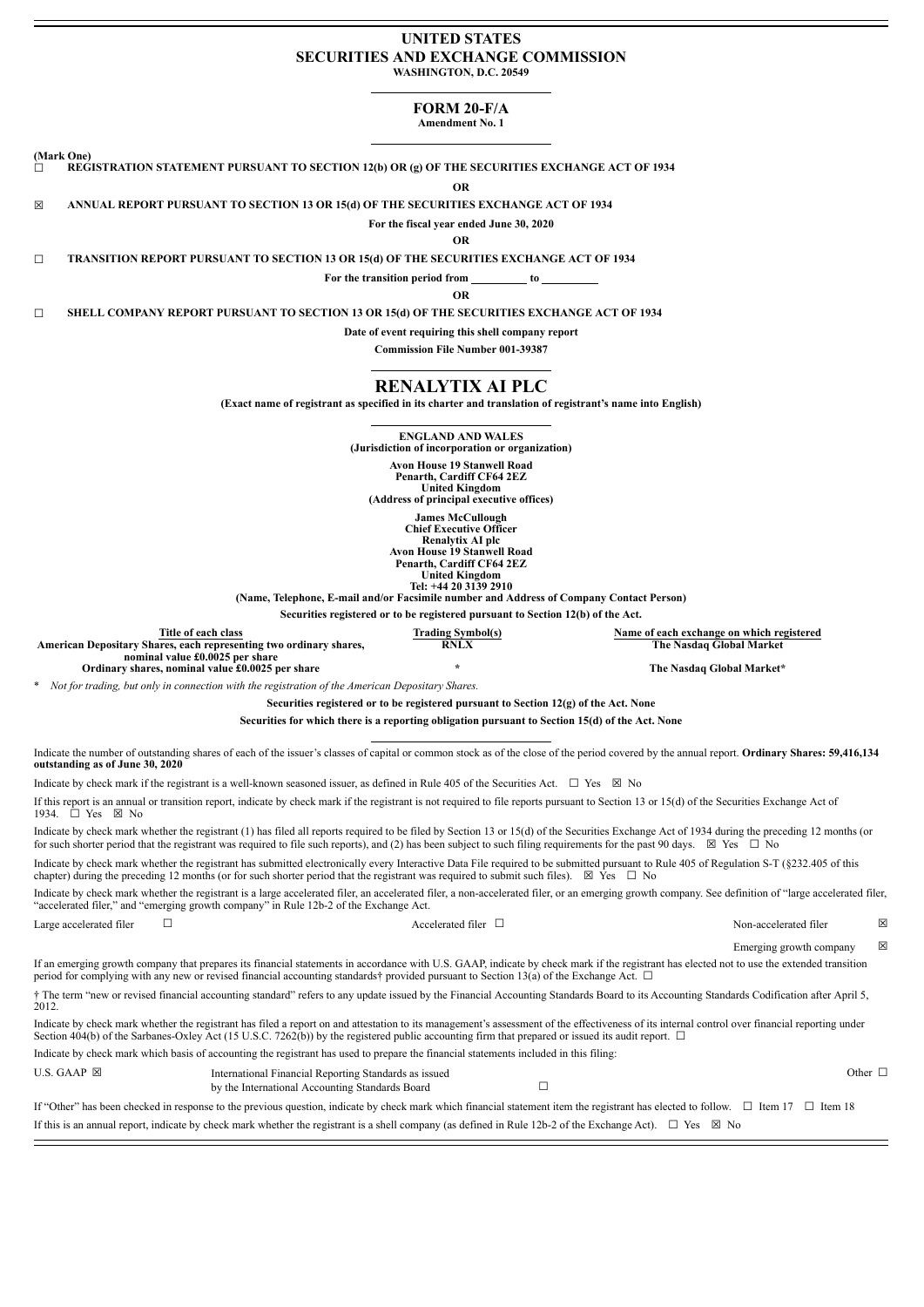# UNITED STATES
# SECURITIES AND EXCHANGE COMMISSION

**WASHINGTON, D.C. 20549**

## FORM 20-F/A

**Amendment No. 1**

**(Mark One)**

☐ **REGISTRATION STATEMENT PURSUANT TO SECTION 12(b) OR (g) OF THE SECURITIES EXCHANGE ACT OF 1934**

**OR**

☒ **ANNUAL REPORT PURSUANT TO SECTION 13 OR 15(d) OF THE SECURITIES EXCHANGE ACT OF 1934**

**For the fiscal year ended June 30, 2020**

**OR**

☐ **TRANSITION REPORT PURSUANT TO SECTION 13 OR 15(d) OF THE SECURITIES EXCHANGE ACT OF 1934**

**For the transition period from \_\_\_\_\_\_\_\_\_\_ to \_\_\_\_\_\_\_\_\_\_**

**OR**

☐ **SHELL COMPANY REPORT PURSUANT TO SECTION 13 OR 15(d) OF THE SECURITIES EXCHANGE ACT OF 1934**

**Date of event requiring this shell company report**

**Commission File Number 001-39387**

# RENALYTIX AI PLC

**(Exact name of registrant as specified in its charter and translation of registrant's name into English)**

**ENGLAND AND WALES**
**(Jurisdiction of incorporation or organization)**

**Avon House 19 Stanwell Road**
**Penarth, Cardiff CF64 2EZ**
**United Kingdom**
**(Address of principal executive offices)**

**James McCullough**
**Chief Executive Officer**
**Renalytix AI plc**
**Avon House 19 Stanwell Road**
**Penarth, Cardiff CF64 2EZ**
**United Kingdom**
**Tel: +44 20 3139 2910**
**(Name, Telephone, E-mail and/or Facsimile number and Address of Company Contact Person)**

**Securities registered or to be registered pursuant to Section 12(b) of the Act.**

| Title of each class | Trading Symbol(s) | Name of each exchange on which registered |
|---|---|---|
| American Depositary Shares, each representing two ordinary shares, nominal value £0.0025 per share | RNLX | The Nasdaq Global Market |
| Ordinary shares, nominal value £0.0025 per share | * | The Nasdaq Global Market* |

\* *Not for trading, but only in connection with the registration of the American Depositary Shares.*

**Securities registered or to be registered pursuant to Section 12(g) of the Act. None**

**Securities for which there is a reporting obligation pursuant to Section 15(d) of the Act. None**

Indicate the number of outstanding shares of each of the issuer's classes of capital or common stock as of the close of the period covered by the annual report. **Ordinary Shares: 59,416,134 outstanding as of June 30, 2020**

Indicate by check mark if the registrant is a well-known seasoned issuer, as defined in Rule 405 of the Securities Act. ☐ Yes ☒ No

If this report is an annual or transition report, indicate by check mark if the registrant is not required to file reports pursuant to Section 13 or 15(d) of the Securities Exchange Act of 1934. ☐ Yes ☒ No

Indicate by check mark whether the registrant (1) has filed all reports required to be filed by Section 13 or 15(d) of the Securities Exchange Act of 1934 during the preceding 12 months (or for such shorter period that the registrant was required to file such reports), and (2) has been subject to such filing requirements for the past 90 days. ☒ Yes ☐ No

Indicate by check mark whether the registrant has submitted electronically every Interactive Data File required to be submitted pursuant to Rule 405 of Regulation S-T (§232.405 of this chapter) during the preceding 12 months (or for such shorter period that the registrant was required to submit such files). ☒ Yes ☐ No

Indicate by check mark whether the registrant is a large accelerated filer, an accelerated filer, a non-accelerated filer, or an emerging growth company. See definition of "large accelerated filer," "accelerated filer," and "emerging growth company" in Rule 12b-2 of the Exchange Act.

| Large accelerated filer ☐ | Accelerated filer ☐ | Non-accelerated filer ☒ |
|---|---|---|
| | | Emerging growth company ☒ |

If an emerging growth company that prepares its financial statements in accordance with U.S. GAAP, indicate by check mark if the registrant has elected not to use the extended transition period for complying with any new or revised financial accounting standards† provided pursuant to Section 13(a) of the Exchange Act. ☐

† The term "new or revised financial accounting standard" refers to any update issued by the Financial Accounting Standards Board to its Accounting Standards Codification after April 5, 2012.

Indicate by check mark whether the registrant has filed a report on and attestation to its management's assessment of the effectiveness of its internal control over financial reporting under Section 404(b) of the Sarbanes-Oxley Act (15 U.S.C. 7262(b)) by the registered public accounting firm that prepared or issued its audit report. ☐

Indicate by check mark which basis of accounting the registrant has used to prepare the financial statements included in this filing:

| U.S. GAAP ☒ | International Financial Reporting Standards as issued by the International Accounting Standards Board ☐ | Other ☐ |
|---|---|---|

If "Other" has been checked in response to the previous question, indicate by check mark which financial statement item the registrant has elected to follow. ☐ Item 17 ☐ Item 18

If this is an annual report, indicate by check mark whether the registrant is a shell company (as defined in Rule 12b-2 of the Exchange Act). ☐ Yes ☒ No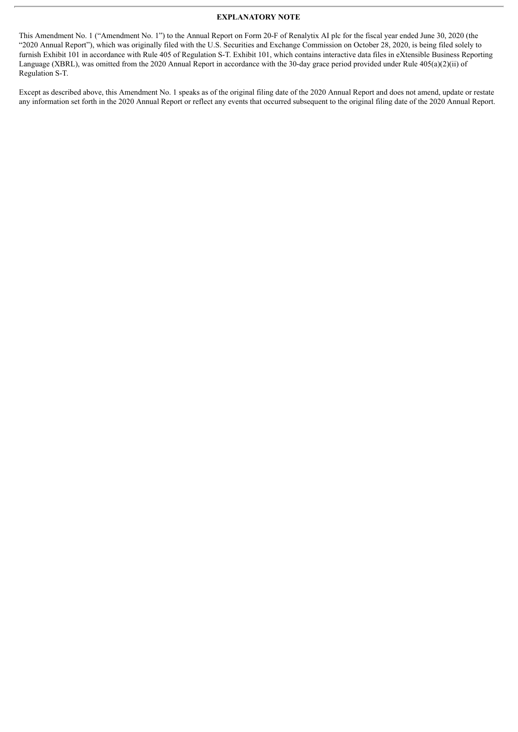## EXPLANATORY NOTE

This Amendment No. 1 ("Amendment No. 1") to the Annual Report on Form 20-F of Renalytix AI plc for the fiscal year ended June 30, 2020 (the "2020 Annual Report"), which was originally filed with the U.S. Securities and Exchange Commission on October 28, 2020, is being filed solely to furnish Exhibit 101 in accordance with Rule 405 of Regulation S-T. Exhibit 101, which contains interactive data files in eXtensible Business Reporting Language (XBRL), was omitted from the 2020 Annual Report in accordance with the 30-day grace period provided under Rule 405(a)(2)(ii) of Regulation S-T.

Except as described above, this Amendment No. 1 speaks as of the original filing date of the 2020 Annual Report and does not amend, update or restate any information set forth in the 2020 Annual Report or reflect any events that occurred subsequent to the original filing date of the 2020 Annual Report.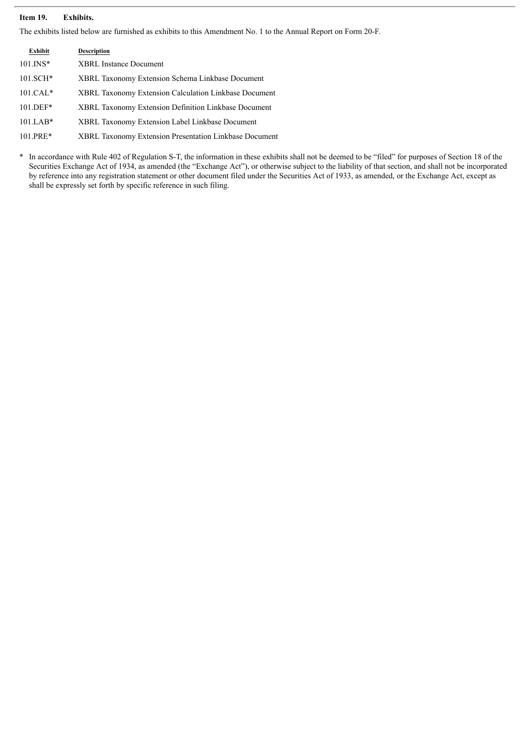**Item 19. Exhibits.**

The exhibits listed below are furnished as exhibits to this Amendment No. 1 to the Annual Report on Form 20-F.

| Exhibit | Description |
|---|---|
| 101.INS* | XBRL Instance Document |
| 101.SCH* | XBRL Taxonomy Extension Schema Linkbase Document |
| 101.CAL* | XBRL Taxonomy Extension Calculation Linkbase Document |
| 101.DEF* | XBRL Taxonomy Extension Definition Linkbase Document |
| 101.LAB* | XBRL Taxonomy Extension Label Linkbase Document |
| 101.PRE* | XBRL Taxonomy Extension Presentation Linkbase Document |

\* In accordance with Rule 402 of Regulation S-T, the information in these exhibits shall not be deemed to be "filed" for purposes of Section 18 of the Securities Exchange Act of 1934, as amended (the "Exchange Act"), or otherwise subject to the liability of that section, and shall not be incorporated by reference into any registration statement or other document filed under the Securities Act of 1933, as amended, or the Exchange Act, except as shall be expressly set forth by specific reference in such filing.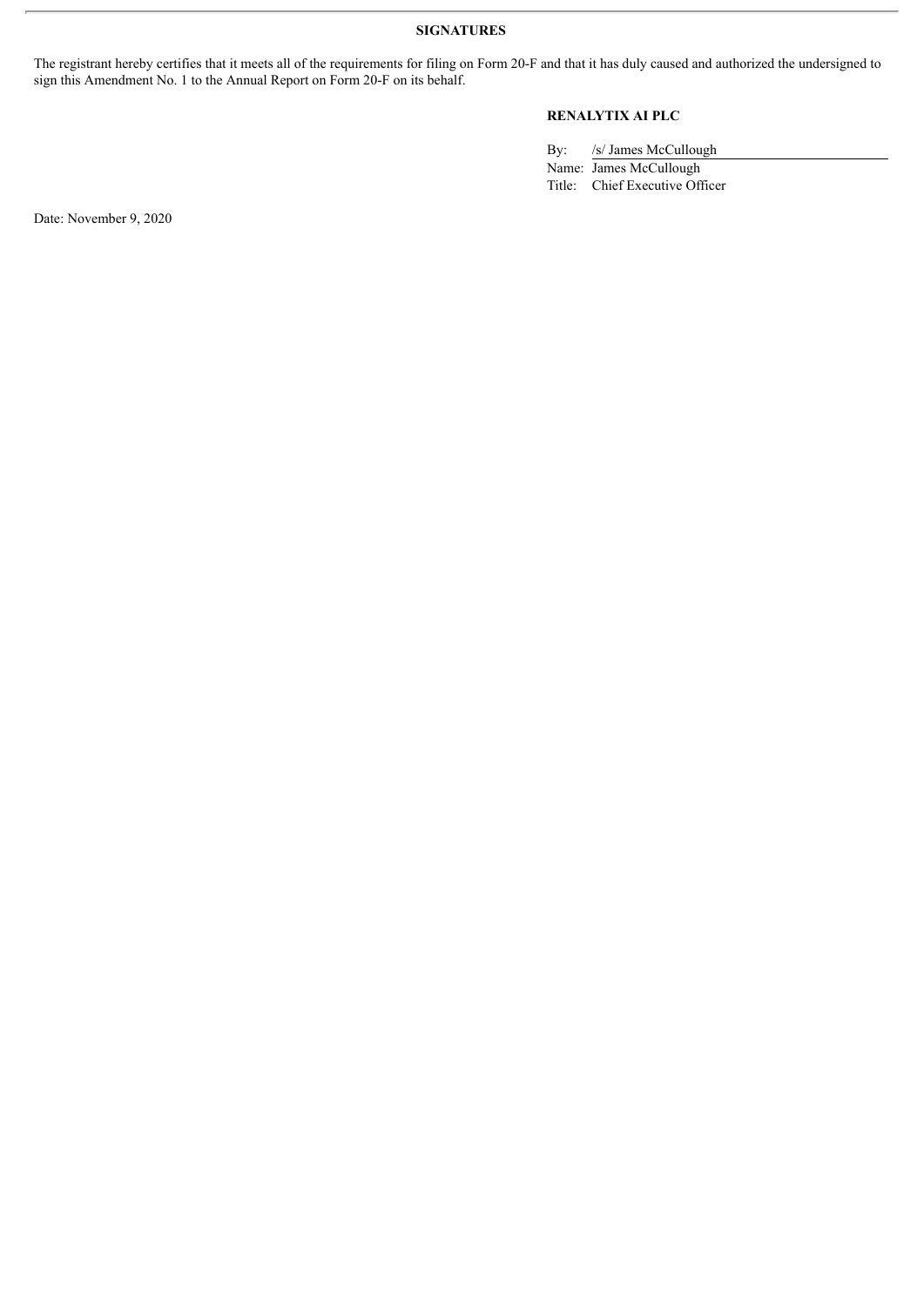## SIGNATURES

The registrant hereby certifies that it meets all of the requirements for filing on Form 20-F and that it has duly caused and authorized the undersigned to sign this Amendment No. 1 to the Annual Report on Form 20-F on its behalf.

**RENALYTIX AI PLC**

By: /s/ James McCullough
Name: James McCullough
Title: Chief Executive Officer

Date: November 9, 2020